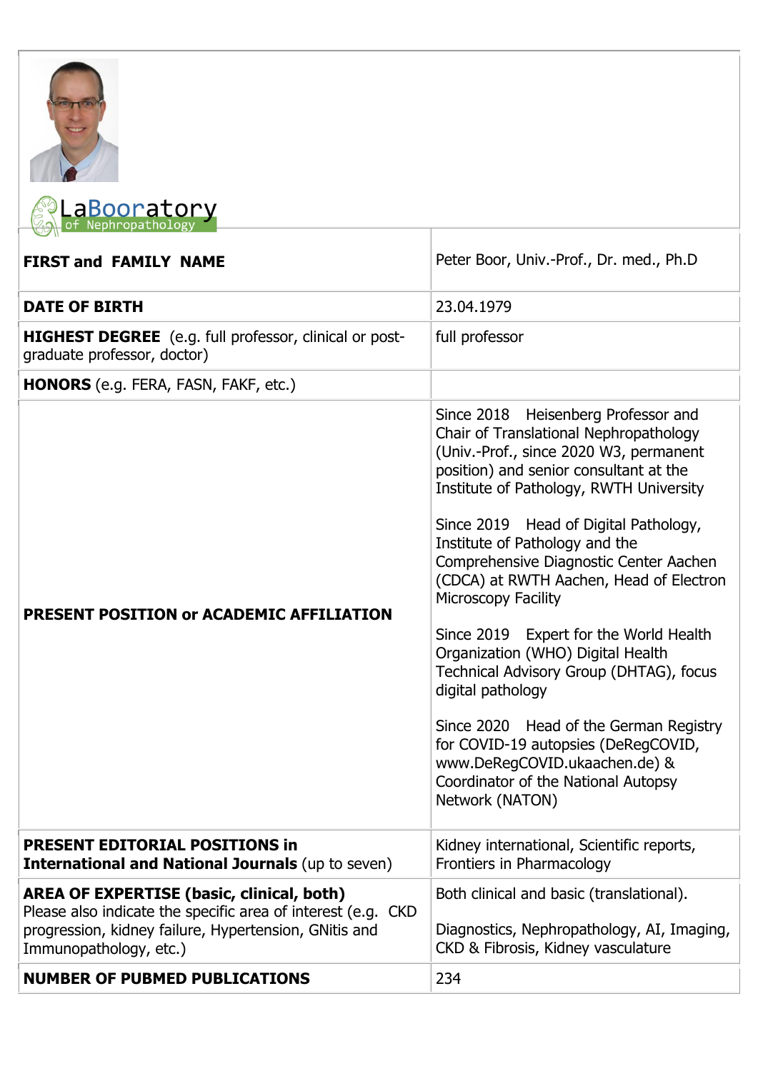LaBooratory of Nephropathology

| | |
|---|---|
| **FIRST and FAMILY NAME** | Peter Boor, Univ.-Prof., Dr. med., Ph.D |
| **DATE OF BIRTH** | 23.04.1979 |
| **HIGHEST DEGREE** (e.g. full professor, clinical or post-graduate professor, doctor) | full professor |
| **HONORS** (e.g. FERA, FASN, FAKF, etc.) | |
| **PRESENT POSITION or ACADEMIC AFFILIATION** | Since 2018 Heisenberg Professor and Chair of Translational Nephropathology (Univ.-Prof., since 2020 W3, permanent position) and senior consultant at the Institute of Pathology, RWTH University<br><br>Since 2019 Head of Digital Pathology, Institute of Pathology and the Comprehensive Diagnostic Center Aachen (CDCA) at RWTH Aachen, Head of Electron Microscopy Facility<br><br>Since 2019 Expert for the World Health Organization (WHO) Digital Health Technical Advisory Group (DHTAG), focus digital pathology<br><br>Since 2020 Head of the German Registry for COVID-19 autopsies (DeRegCOVID, www.DeRegCOVID.ukaachen.de) & Coordinator of the National Autopsy Network (NATON) |
| **PRESENT EDITORIAL POSITIONS in International and National Journals** (up to seven) | Kidney international, Scientific reports, Frontiers in Pharmacology |
| **AREA OF EXPERTISE (basic, clinical, both)** Please also indicate the specific area of interest (e.g. CKD progression, kidney failure, Hypertension, GNitis and Immunopathology, etc.) | Both clinical and basic (translational).<br><br>Diagnostics, Nephropathology, AI, Imaging, CKD & Fibrosis, Kidney vasculature |
| **NUMBER OF PUBMED PUBLICATIONS** | 234 |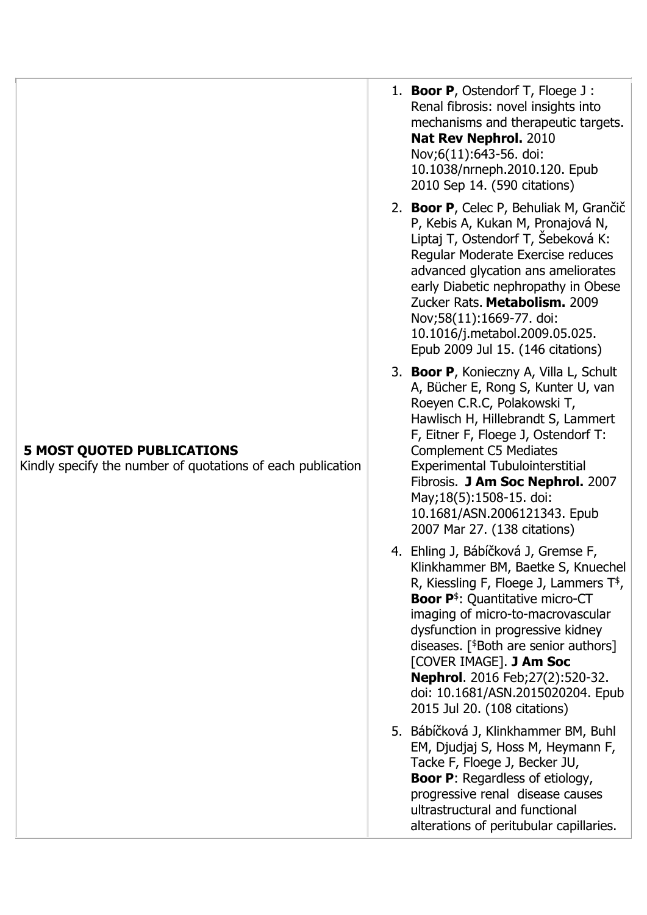| **5 MOST QUOTED PUBLICATIONS** Kindly specify the number of quotations of each publication | 1. **Boor P**, Ostendorf T, Floege J : Renal fibrosis: novel insights into mechanisms and therapeutic targets. **Nat Rev Nephrol.** 2010 Nov;6(11):643-56. doi: 10.1038/nrneph.2010.120. Epub 2010 Sep 14. (590 citations)<br>2. **Boor P**, Celec P, Behuliak M, Grančič P, Kebis A, Kukan M, Pronajová N, Liptaj T, Ostendorf T, Šebeková K: Regular Moderate Exercise reduces advanced glycation ans ameliorates early Diabetic nephropathy in Obese Zucker Rats. **Metabolism.** 2009 Nov;58(11):1669-77. doi: 10.1016/j.metabol.2009.05.025. Epub 2009 Jul 15. (146 citations)<br>3. **Boor P**, Konieczny A, Villa L, Schult A, Bücher E, Rong S, Kunter U, van Roeyen C.R.C, Polakowski T, Hawlisch H, Hillebrandt S, Lammert F, Eitner F, Floege J, Ostendorf T: Complement C5 Mediates Experimental Tubulointerstitial Fibrosis. **J Am Soc Nephrol.** 2007 May;18(5):1508-15. doi: 10.1681/ASN.2006121343. Epub 2007 Mar 27. (138 citations)<br>4. Ehling J, Bábíčková J, Gremse F, Klinkhammer BM, Baetke S, Knuechel R, Kiessling F, Floege J, Lammers T[$], **Boor P**[$]: Quantitative micro-CT imaging of micro-to-macrovascular dysfunction in progressive kidney diseases. [[$]Both are senior authors] [COVER IMAGE]. **J Am Soc Nephrol**. 2016 Feb;27(2):520-32. doi: 10.1681/ASN.2015020204. Epub 2015 Jul 20. (108 citations)<br>5. Bábíčková J, Klinkhammer BM, Buhl EM, Djudjaj S, Hoss M, Heymann F, Tacke F, Floege J, Becker JU, **Boor P**: Regardless of etiology, progressive renal disease causes ultrastructural and functional alterations of peritubular capillaries. |
|---|---|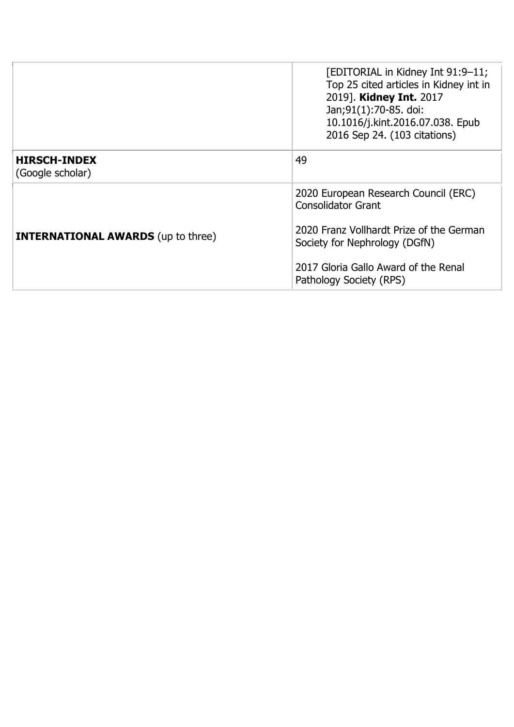| | |
|---|---|
| | [EDITORIAL in Kidney Int 91:9–11; Top 25 cited articles in Kidney int in 2019]. **Kidney Int.** 2017 Jan;91(1):70-85. doi: 10.1016/j.kint.2016.07.038. Epub 2016 Sep 24. (103 citations) |
| **HIRSCH-INDEX** (Google scholar) | 49 |
| **INTERNATIONAL AWARDS** (up to three) | 2020 European Research Council (ERC) Consolidator Grant<br><br>2020 Franz Vollhardt Prize of the German Society for Nephrology (DGfN)<br><br>2017 Gloria Gallo Award of the Renal Pathology Society (RPS) |